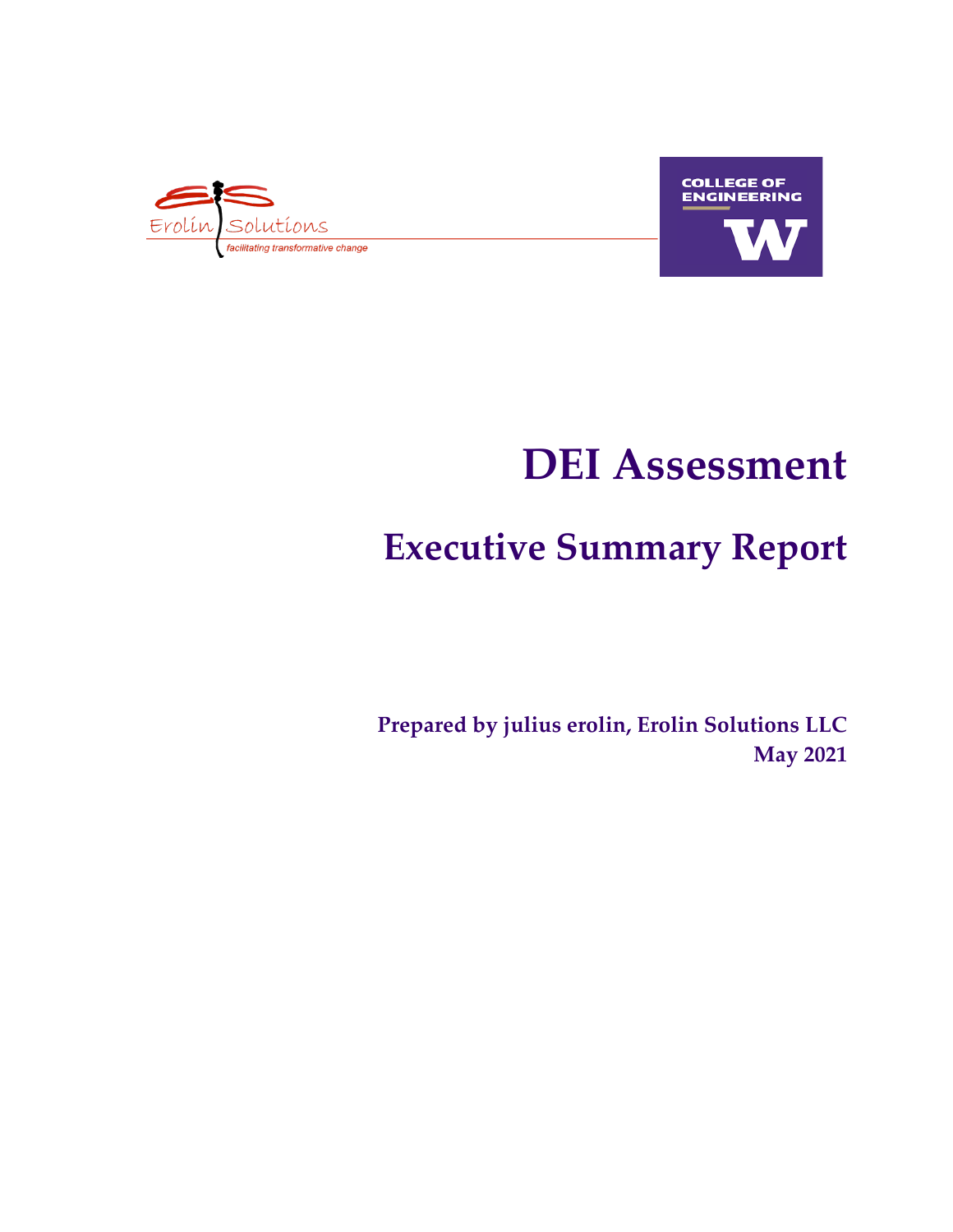Erolin Solutions

*facilitating transformative change*

COLLEGE OF ENGINEERING

W

# DEI Assessment

## Executive Summary Report

**Prepared by julius erolin, Erolin Solutions LLC**
**May 2021**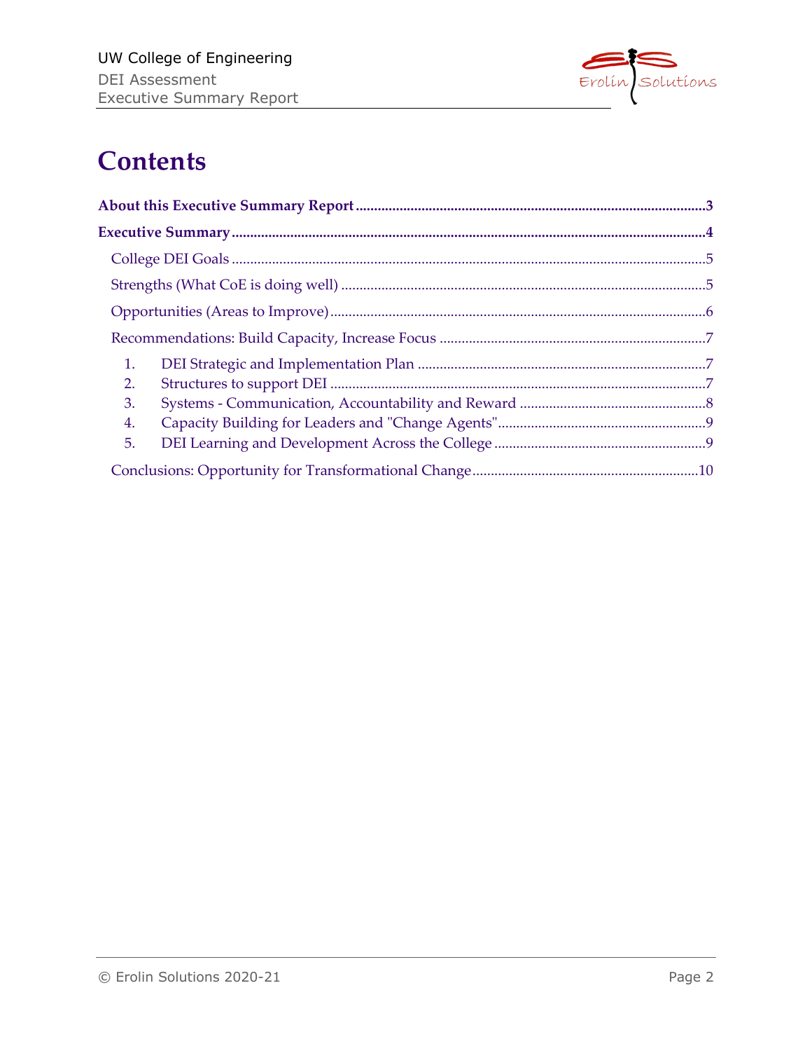# Contents

**About this Executive Summary Report** ..... 3

**Executive Summary** ..... 4

- College DEI Goals ..... 5
- Strengths (What CoE is doing well) ..... 5
- Opportunities (Areas to Improve) ..... 6
- Recommendations: Build Capacity, Increase Focus ..... 7
  1. DEI Strategic and Implementation Plan ..... 7
  2. Structures to support DEI ..... 7
  3. Systems - Communication, Accountability and Reward ..... 8
  4. Capacity Building for Leaders and "Change Agents" ..... 9
  5. DEI Learning and Development Across the College ..... 9
- Conclusions: Opportunity for Transformational Change ..... 10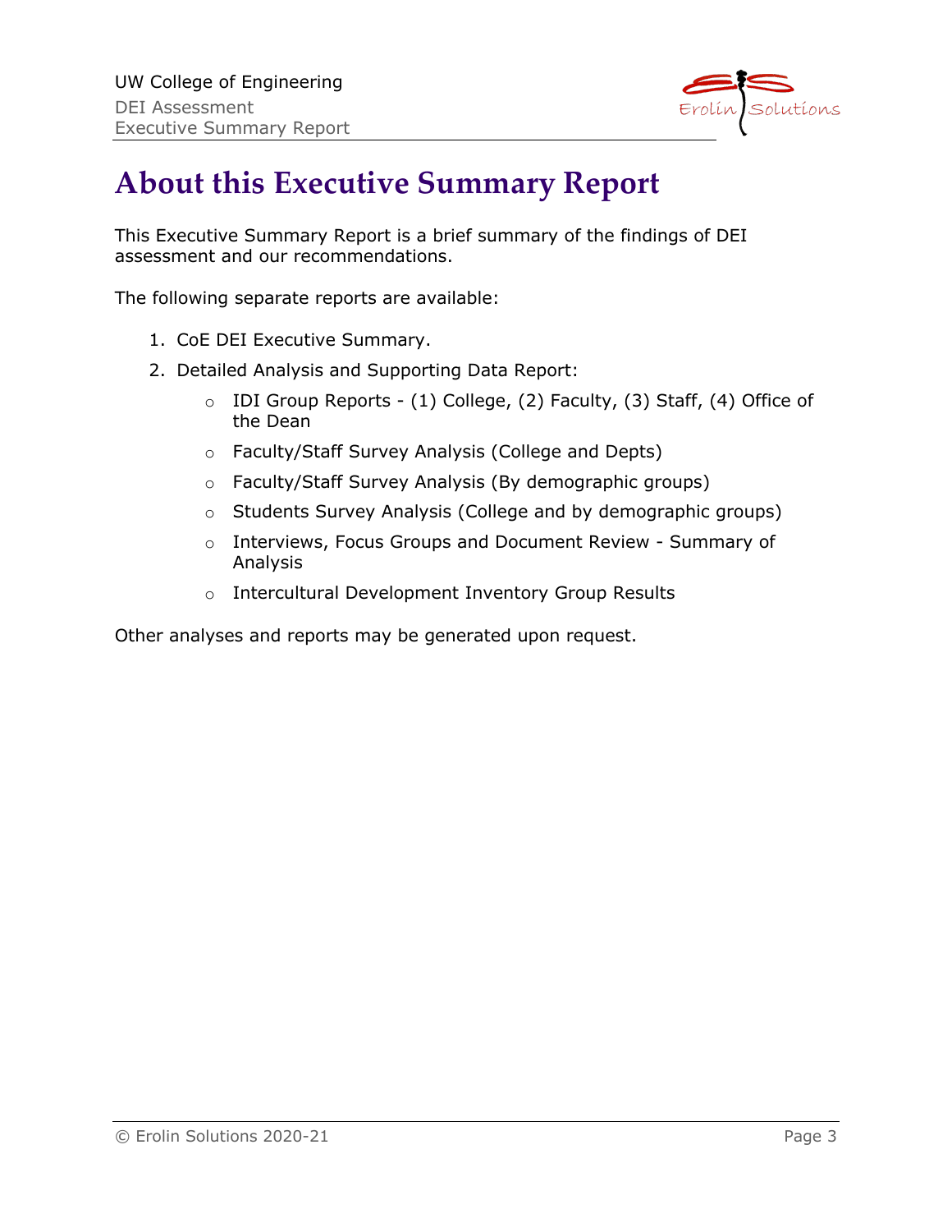# About this Executive Summary Report

This Executive Summary Report is a brief summary of the findings of DEI assessment and our recommendations.

The following separate reports are available:

1. CoE DEI Executive Summary.
2. Detailed Analysis and Supporting Data Report:
    - IDI Group Reports - (1) College, (2) Faculty, (3) Staff, (4) Office of the Dean
    - Faculty/Staff Survey Analysis (College and Depts)
    - Faculty/Staff Survey Analysis (By demographic groups)
    - Students Survey Analysis (College and by demographic groups)
    - Interviews, Focus Groups and Document Review - Summary of Analysis
    - Intercultural Development Inventory Group Results

Other analyses and reports may be generated upon request.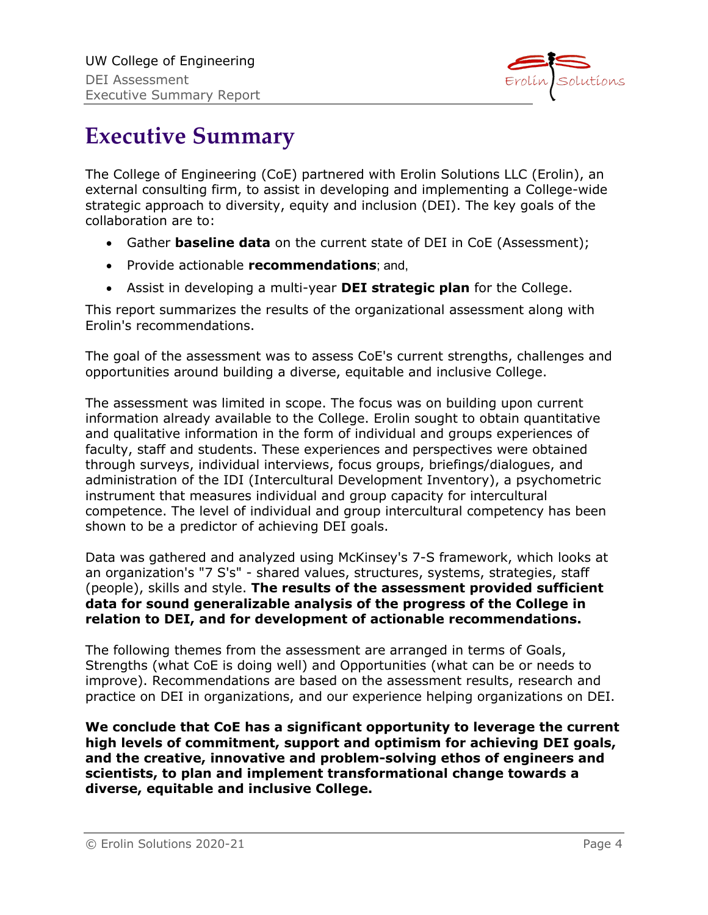# Executive Summary

The College of Engineering (CoE) partnered with Erolin Solutions LLC (Erolin), an external consulting firm, to assist in developing and implementing a College-wide strategic approach to diversity, equity and inclusion (DEI). The key goals of the collaboration are to:

- Gather **baseline data** on the current state of DEI in CoE (Assessment);
- Provide actionable **recommendations**; and,
- Assist in developing a multi-year **DEI strategic plan** for the College.

This report summarizes the results of the organizational assessment along with Erolin's recommendations.

The goal of the assessment was to assess CoE's current strengths, challenges and opportunities around building a diverse, equitable and inclusive College.

The assessment was limited in scope. The focus was on building upon current information already available to the College. Erolin sought to obtain quantitative and qualitative information in the form of individual and groups experiences of faculty, staff and students. These experiences and perspectives were obtained through surveys, individual interviews, focus groups, briefings/dialogues, and administration of the IDI (Intercultural Development Inventory), a psychometric instrument that measures individual and group capacity for intercultural competence. The level of individual and group intercultural competency has been shown to be a predictor of achieving DEI goals.

Data was gathered and analyzed using McKinsey's 7-S framework, which looks at an organization's "7 S's" - shared values, structures, systems, strategies, staff (people), skills and style. **The results of the assessment provided sufficient data for sound generalizable analysis of the progress of the College in relation to DEI, and for development of actionable recommendations.**

The following themes from the assessment are arranged in terms of Goals, Strengths (what CoE is doing well) and Opportunities (what can be or needs to improve). Recommendations are based on the assessment results, research and practice on DEI in organizations, and our experience helping organizations on DEI.

**We conclude that CoE has a significant opportunity to leverage the current high levels of commitment, support and optimism for achieving DEI goals, and the creative, innovative and problem-solving ethos of engineers and scientists, to plan and implement transformational change towards a diverse, equitable and inclusive College.**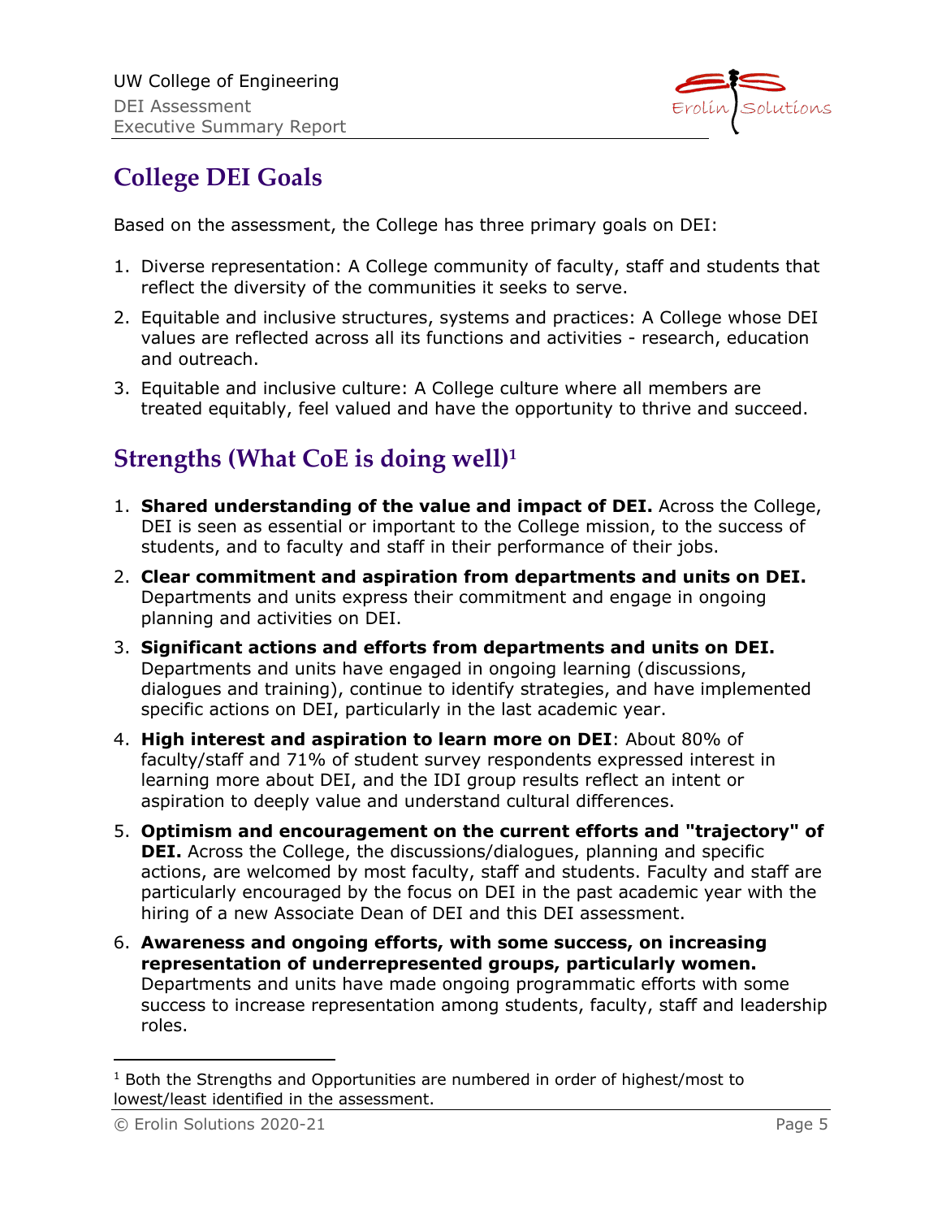## College DEI Goals

Based on the assessment, the College has three primary goals on DEI:

1. Diverse representation: A College community of faculty, staff and students that reflect the diversity of the communities it seeks to serve.
2. Equitable and inclusive structures, systems and practices: A College whose DEI values are reflected across all its functions and activities - research, education and outreach.
3. Equitable and inclusive culture: A College culture where all members are treated equitably, feel valued and have the opportunity to thrive and succeed.

## Strengths (What CoE is doing well)[1]

1. **Shared understanding of the value and impact of DEI.** Across the College, DEI is seen as essential or important to the College mission, to the success of students, and to faculty and staff in their performance of their jobs.
2. **Clear commitment and aspiration from departments and units on DEI.** Departments and units express their commitment and engage in ongoing planning and activities on DEI.
3. **Significant actions and efforts from departments and units on DEI.** Departments and units have engaged in ongoing learning (discussions, dialogues and training), continue to identify strategies, and have implemented specific actions on DEI, particularly in the last academic year.
4. **High interest and aspiration to learn more on DEI**: About 80% of faculty/staff and 71% of student survey respondents expressed interest in learning more about DEI, and the IDI group results reflect an intent or aspiration to deeply value and understand cultural differences.
5. **Optimism and encouragement on the current efforts and "trajectory" of DEI.** Across the College, the discussions/dialogues, planning and specific actions, are welcomed by most faculty, staff and students. Faculty and staff are particularly encouraged by the focus on DEI in the past academic year with the hiring of a new Associate Dean of DEI and this DEI assessment.
6. **Awareness and ongoing efforts, with some success, on increasing representation of underrepresented groups, particularly women.** Departments and units have made ongoing programmatic efforts with some success to increase representation among students, faculty, staff and leadership roles.

[1] Both the Strengths and Opportunities are numbered in order of highest/most to lowest/least identified in the assessment.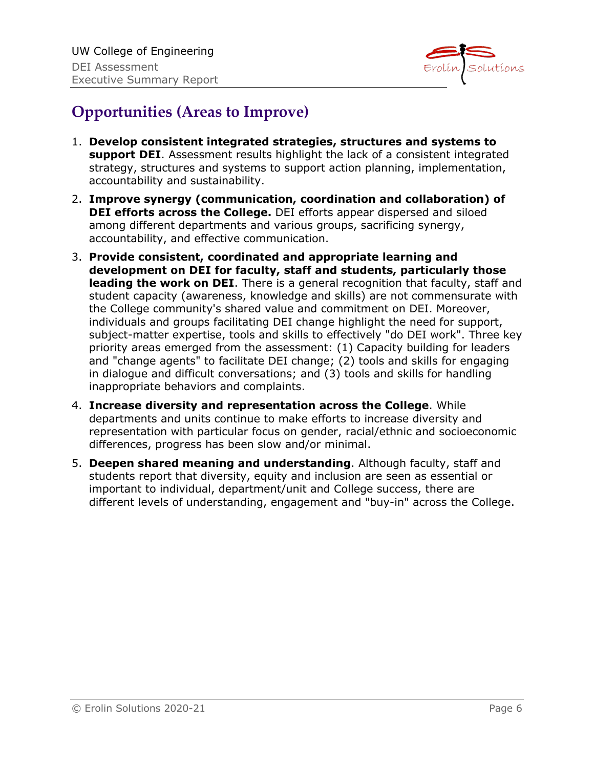## Opportunities (Areas to Improve)

1. **Develop consistent integrated strategies, structures and systems to support DEI**. Assessment results highlight the lack of a consistent integrated strategy, structures and systems to support action planning, implementation, accountability and sustainability.
2. **Improve synergy (communication, coordination and collaboration) of DEI efforts across the College.** DEI efforts appear dispersed and siloed among different departments and various groups, sacrificing synergy, accountability, and effective communication.
3. **Provide consistent, coordinated and appropriate learning and development on DEI for faculty, staff and students, particularly those leading the work on DEI**. There is a general recognition that faculty, staff and student capacity (awareness, knowledge and skills) are not commensurate with the College community's shared value and commitment on DEI. Moreover, individuals and groups facilitating DEI change highlight the need for support, subject-matter expertise, tools and skills to effectively "do DEI work". Three key priority areas emerged from the assessment: (1) Capacity building for leaders and "change agents" to facilitate DEI change; (2) tools and skills for engaging in dialogue and difficult conversations; and (3) tools and skills for handling inappropriate behaviors and complaints.
4. **Increase diversity and representation across the College**. While departments and units continue to make efforts to increase diversity and representation with particular focus on gender, racial/ethnic and socioeconomic differences, progress has been slow and/or minimal.
5. **Deepen shared meaning and understanding**. Although faculty, staff and students report that diversity, equity and inclusion are seen as essential or important to individual, department/unit and College success, there are different levels of understanding, engagement and "buy-in" across the College.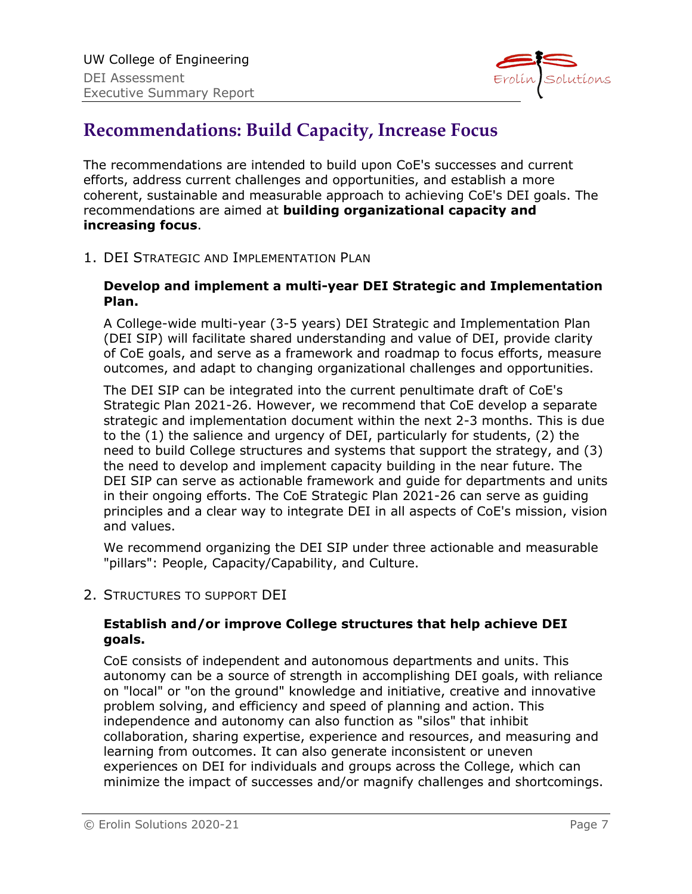## Recommendations: Build Capacity, Increase Focus

The recommendations are intended to build upon CoE's successes and current efforts, address current challenges and opportunities, and establish a more coherent, sustainable and measurable approach to achieving CoE's DEI goals. The recommendations are aimed at **building organizational capacity and increasing focus**.

1. DEI Strategic and Implementation Plan

   **Develop and implement a multi-year DEI Strategic and Implementation Plan.**

   A College-wide multi-year (3-5 years) DEI Strategic and Implementation Plan (DEI SIP) will facilitate shared understanding and value of DEI, provide clarity of CoE goals, and serve as a framework and roadmap to focus efforts, measure outcomes, and adapt to changing organizational challenges and opportunities.

   The DEI SIP can be integrated into the current penultimate draft of CoE's Strategic Plan 2021-26. However, we recommend that CoE develop a separate strategic and implementation document within the next 2-3 months. This is due to the (1) the salience and urgency of DEI, particularly for students, (2) the need to build College structures and systems that support the strategy, and (3) the need to develop and implement capacity building in the near future. The DEI SIP can serve as actionable framework and guide for departments and units in their ongoing efforts. The CoE Strategic Plan 2021-26 can serve as guiding principles and a clear way to integrate DEI in all aspects of CoE's mission, vision and values.

   We recommend organizing the DEI SIP under three actionable and measurable "pillars": People, Capacity/Capability, and Culture.

2. Structures to support DEI

   **Establish and/or improve College structures that help achieve DEI goals.**

   CoE consists of independent and autonomous departments and units. This autonomy can be a source of strength in accomplishing DEI goals, with reliance on "local" or "on the ground" knowledge and initiative, creative and innovative problem solving, and efficiency and speed of planning and action. This independence and autonomy can also function as "silos" that inhibit collaboration, sharing expertise, experience and resources, and measuring and learning from outcomes. It can also generate inconsistent or uneven experiences on DEI for individuals and groups across the College, which can minimize the impact of successes and/or magnify challenges and shortcomings.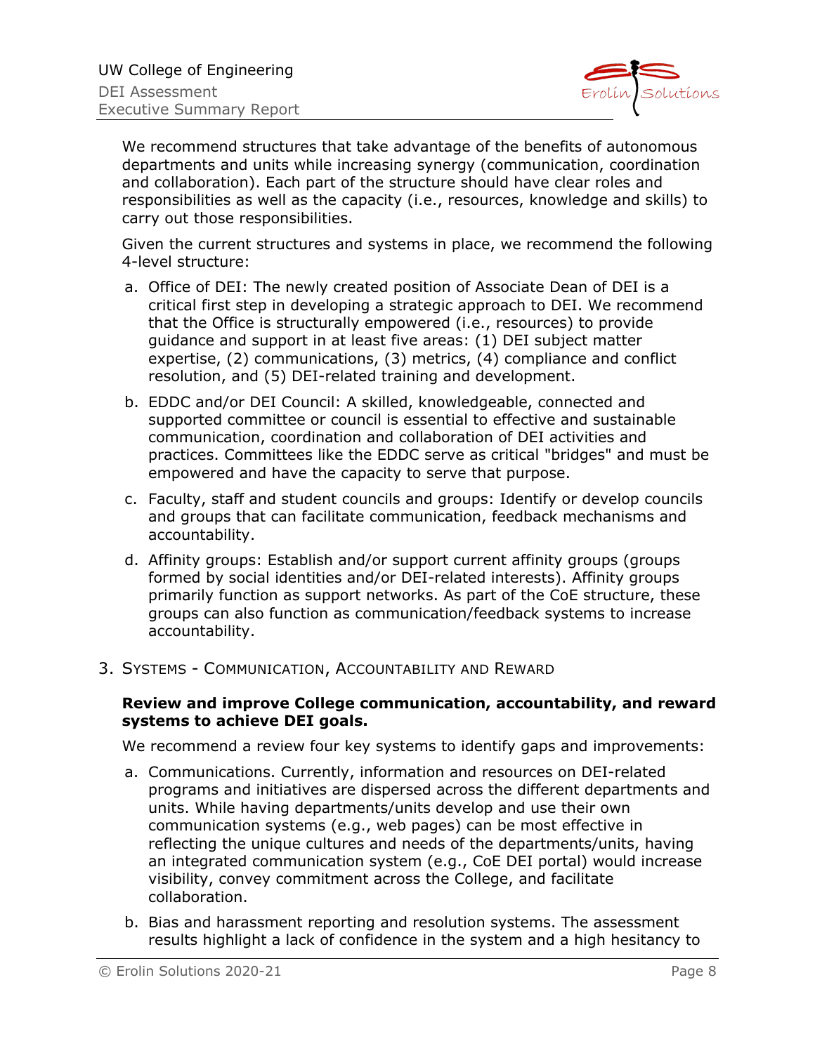We recommend structures that take advantage of the benefits of autonomous departments and units while increasing synergy (communication, coordination and collaboration). Each part of the structure should have clear roles and responsibilities as well as the capacity (i.e., resources, knowledge and skills) to carry out those responsibilities.

Given the current structures and systems in place, we recommend the following 4-level structure:

a. Office of DEI: The newly created position of Associate Dean of DEI is a critical first step in developing a strategic approach to DEI. We recommend that the Office is structurally empowered (i.e., resources) to provide guidance and support in at least five areas: (1) DEI subject matter expertise, (2) communications, (3) metrics, (4) compliance and conflict resolution, and (5) DEI-related training and development.

b. EDDC and/or DEI Council: A skilled, knowledgeable, connected and supported committee or council is essential to effective and sustainable communication, coordination and collaboration of DEI activities and practices. Committees like the EDDC serve as critical "bridges" and must be empowered and have the capacity to serve that purpose.

c. Faculty, staff and student councils and groups: Identify or develop councils and groups that can facilitate communication, feedback mechanisms and accountability.

d. Affinity groups: Establish and/or support current affinity groups (groups formed by social identities and/or DEI-related interests). Affinity groups primarily function as support networks. As part of the CoE structure, these groups can also function as communication/feedback systems to increase accountability.

## 3. Systems - Communication, Accountability and Reward

**Review and improve College communication, accountability, and reward systems to achieve DEI goals.**

We recommend a review four key systems to identify gaps and improvements:

a. Communications. Currently, information and resources on DEI-related programs and initiatives are dispersed across the different departments and units. While having departments/units develop and use their own communication systems (e.g., web pages) can be most effective in reflecting the unique cultures and needs of the departments/units, having an integrated communication system (e.g., CoE DEI portal) would increase visibility, convey commitment across the College, and facilitate collaboration.

b. Bias and harassment reporting and resolution systems. The assessment results highlight a lack of confidence in the system and a high hesitancy to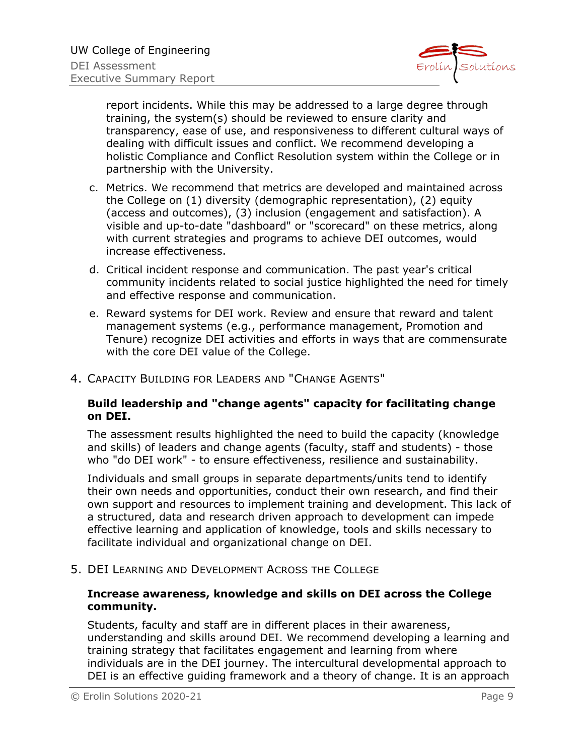report incidents. While this may be addressed to a large degree through training, the system(s) should be reviewed to ensure clarity and transparency, ease of use, and responsiveness to different cultural ways of dealing with difficult issues and conflict. We recommend developing a holistic Compliance and Conflict Resolution system within the College or in partnership with the University.

c. Metrics. We recommend that metrics are developed and maintained across the College on (1) diversity (demographic representation), (2) equity (access and outcomes), (3) inclusion (engagement and satisfaction). A visible and up-to-date "dashboard" or "scorecard" on these metrics, along with current strategies and programs to achieve DEI outcomes, would increase effectiveness.

d. Critical incident response and communication. The past year's critical community incidents related to social justice highlighted the need for timely and effective response and communication.

e. Reward systems for DEI work. Review and ensure that reward and talent management systems (e.g., performance management, Promotion and Tenure) recognize DEI activities and efforts in ways that are commensurate with the core DEI value of the College.

## 4. Capacity Building for Leaders and "Change Agents"

**Build leadership and "change agents" capacity for facilitating change on DEI.**

The assessment results highlighted the need to build the capacity (knowledge and skills) of leaders and change agents (faculty, staff and students) - those who "do DEI work" - to ensure effectiveness, resilience and sustainability.

Individuals and small groups in separate departments/units tend to identify their own needs and opportunities, conduct their own research, and find their own support and resources to implement training and development. This lack of a structured, data and research driven approach to development can impede effective learning and application of knowledge, tools and skills necessary to facilitate individual and organizational change on DEI.

## 5. DEI Learning and Development Across the College

**Increase awareness, knowledge and skills on DEI across the College community.**

Students, faculty and staff are in different places in their awareness, understanding and skills around DEI. We recommend developing a learning and training strategy that facilitates engagement and learning from where individuals are in the DEI journey. The intercultural developmental approach to DEI is an effective guiding framework and a theory of change. It is an approach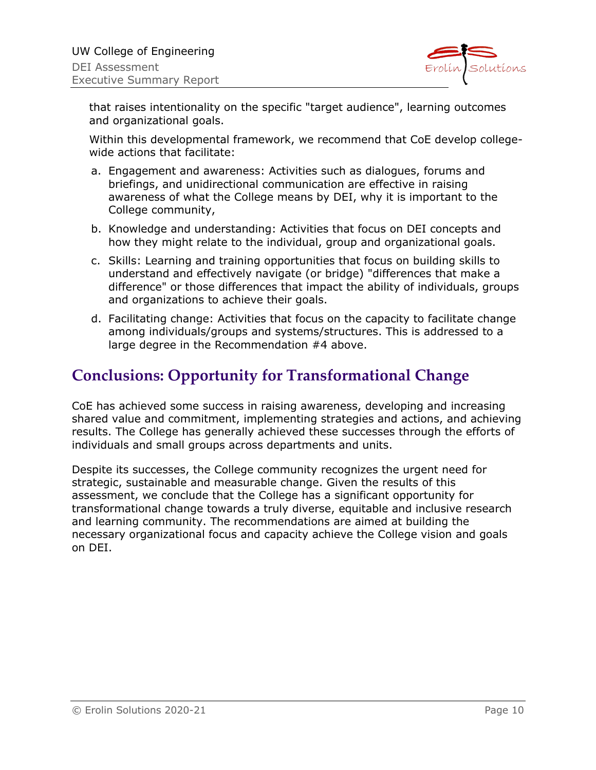that raises intentionality on the specific "target audience", learning outcomes and organizational goals.

Within this developmental framework, we recommend that CoE develop college-wide actions that facilitate:

a. Engagement and awareness: Activities such as dialogues, forums and briefings, and unidirectional communication are effective in raising awareness of what the College means by DEI, why it is important to the College community,

b. Knowledge and understanding: Activities that focus on DEI concepts and how they might relate to the individual, group and organizational goals.

c. Skills: Learning and training opportunities that focus on building skills to understand and effectively navigate (or bridge) "differences that make a difference" or those differences that impact the ability of individuals, groups and organizations to achieve their goals.

d. Facilitating change: Activities that focus on the capacity to facilitate change among individuals/groups and systems/structures. This is addressed to a large degree in the Recommendation #4 above.

## Conclusions: Opportunity for Transformational Change

CoE has achieved some success in raising awareness, developing and increasing shared value and commitment, implementing strategies and actions, and achieving results. The College has generally achieved these successes through the efforts of individuals and small groups across departments and units.

Despite its successes, the College community recognizes the urgent need for strategic, sustainable and measurable change. Given the results of this assessment, we conclude that the College has a significant opportunity for transformational change towards a truly diverse, equitable and inclusive research and learning community. The recommendations are aimed at building the necessary organizational focus and capacity achieve the College vision and goals on DEI.